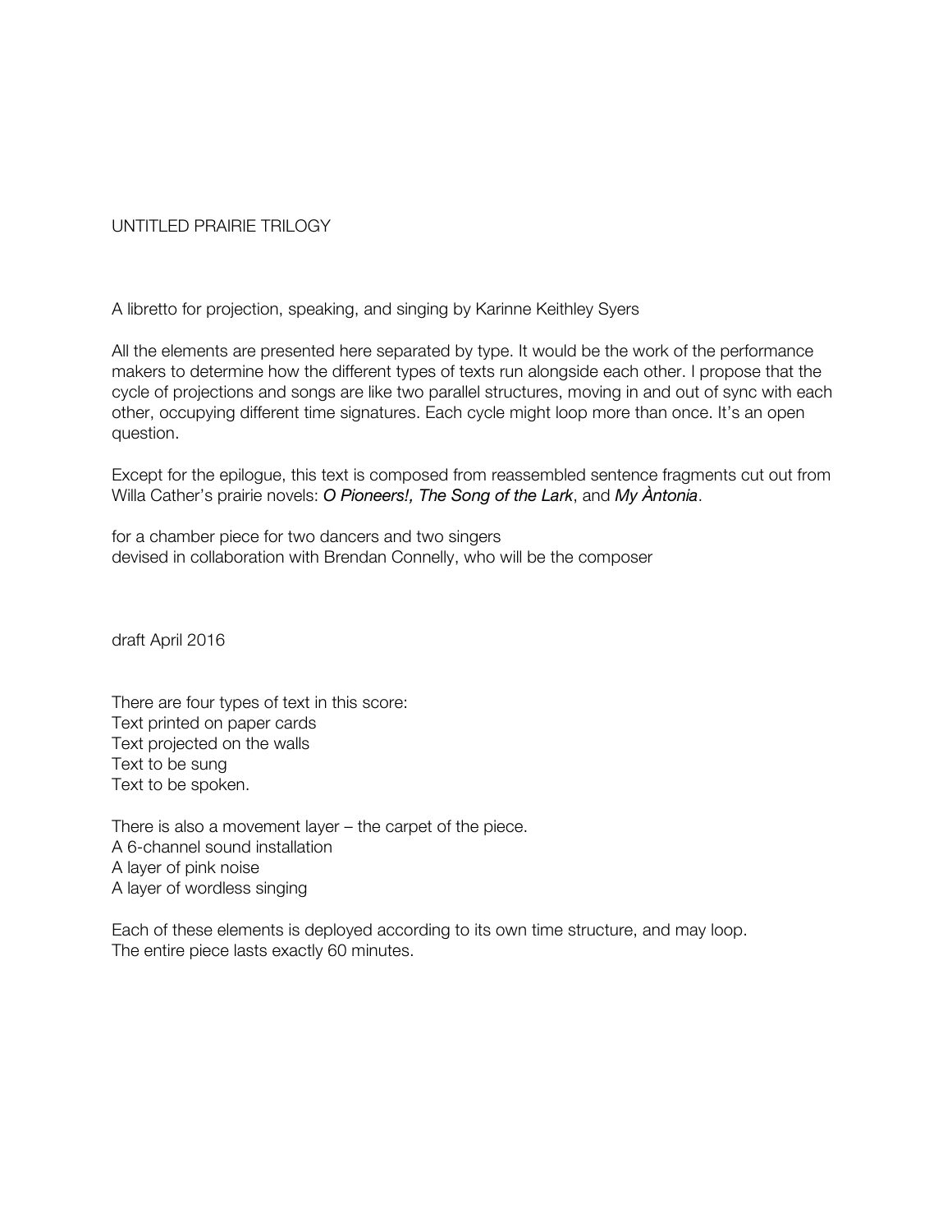# UNTITLED PRAIRIE TRILOGY

A libretto for projection, speaking, and singing by Karinne Keithley Syers

All the elements are presented here separated by type. It would be the work of the performance makers to determine how the different types of texts run alongside each other. I propose that the cycle of projections and songs are like two parallel structures, moving in and out of sync with each other, occupying different time signatures. Each cycle might loop more than once. It's an open question.

Except for the epilogue, this text is composed from reassembled sentence fragments cut out from Willa Cather's prairie novels: ***O Pioneers!, The Song of the Lark***, and ***My Àntonia***.

for a chamber piece for two dancers and two singers
devised in collaboration with Brendan Connelly, who will be the composer

draft April 2016

There are four types of text in this score:
Text printed on paper cards
Text projected on the walls
Text to be sung
Text to be spoken.

There is also a movement layer – the carpet of the piece.
A 6-channel sound installation
A layer of pink noise
A layer of wordless singing

Each of these elements is deployed according to its own time structure, and may loop.
The entire piece lasts exactly 60 minutes.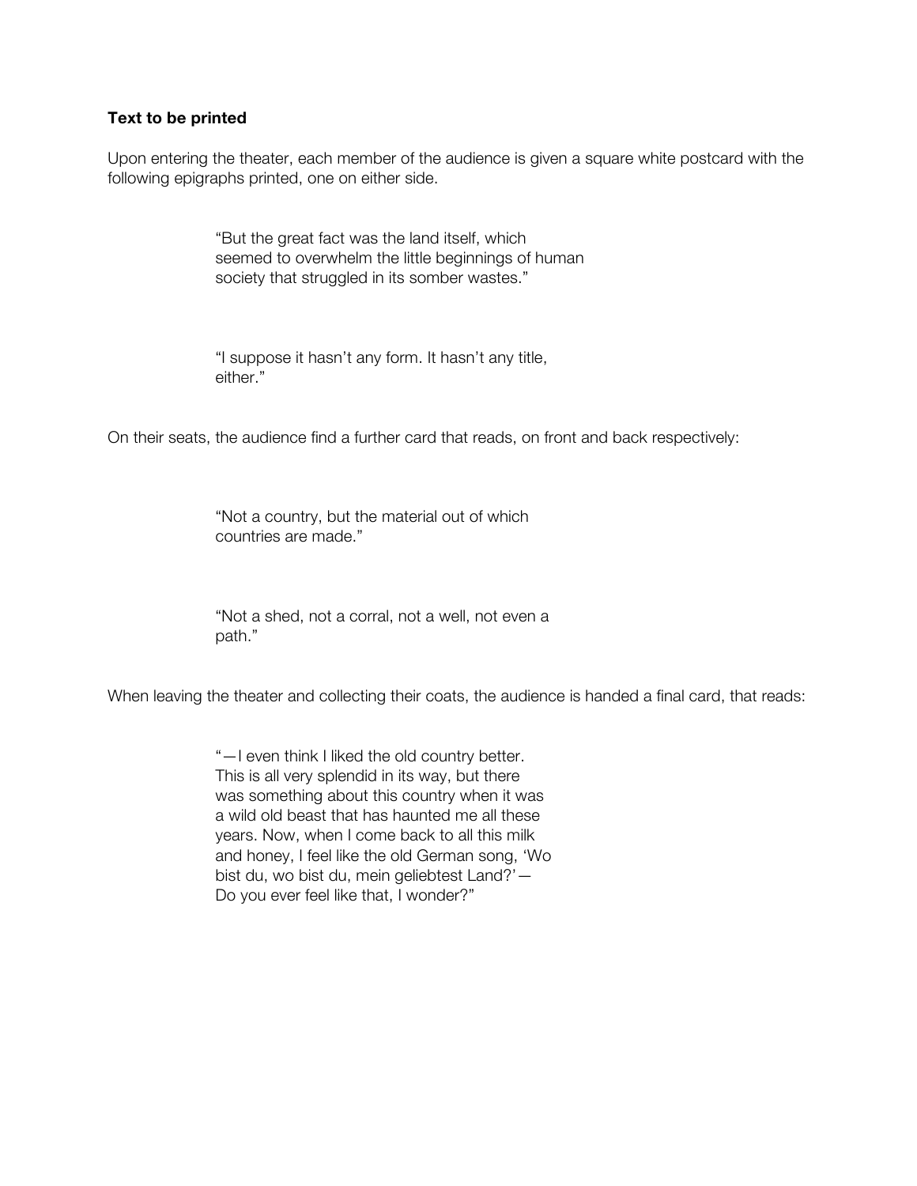**Text to be printed**

Upon entering the theater, each member of the audience is given a square white postcard with the following epigraphs printed, one on either side.

> "But the great fact was the land itself, which seemed to overwhelm the little beginnings of human society that struggled in its somber wastes."

> "I suppose it hasn't any form. It hasn't any title, either."

On their seats, the audience find a further card that reads, on front and back respectively:

> "Not a country, but the material out of which countries are made."

> "Not a shed, not a corral, not a well, not even a path."

When leaving the theater and collecting their coats, the audience is handed a final card, that reads:

> "—I even think I liked the old country better. This is all very splendid in its way, but there was something about this country when it was a wild old beast that has haunted me all these years. Now, when I come back to all this milk and honey, I feel like the old German song, 'Wo bist du, wo bist du, mein geliebtest Land?'—Do you ever feel like that, I wonder?"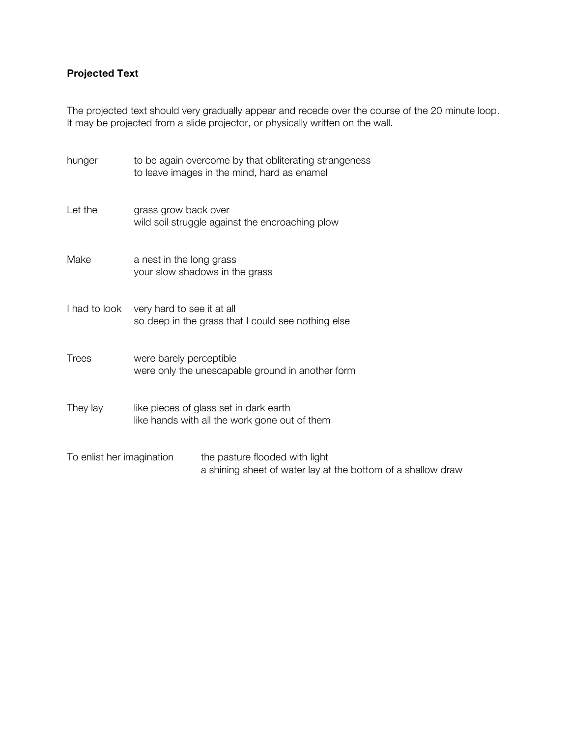**Projected Text**

The projected text should very gradually appear and recede over the course of the 20 minute loop.
It may be projected from a slide projector, or physically written on the wall.

| | |
|---|---|
| hunger | to be again overcome by that obliterating strangeness<br>to leave images in the mind, hard as enamel |
| Let the | grass grow back over<br>wild soil struggle against the encroaching plow |
| Make | a nest in the long grass<br>your slow shadows in the grass |
| I had to look | very hard to see it at all<br>so deep in the grass that I could see nothing else |
| Trees | were barely perceptible<br>were only the unescapable ground in another form |
| They lay | like pieces of glass set in dark earth<br>like hands with all the work gone out of them |
| To enlist her imagination | the pasture flooded with light<br>a shining sheet of water lay at the bottom of a shallow draw |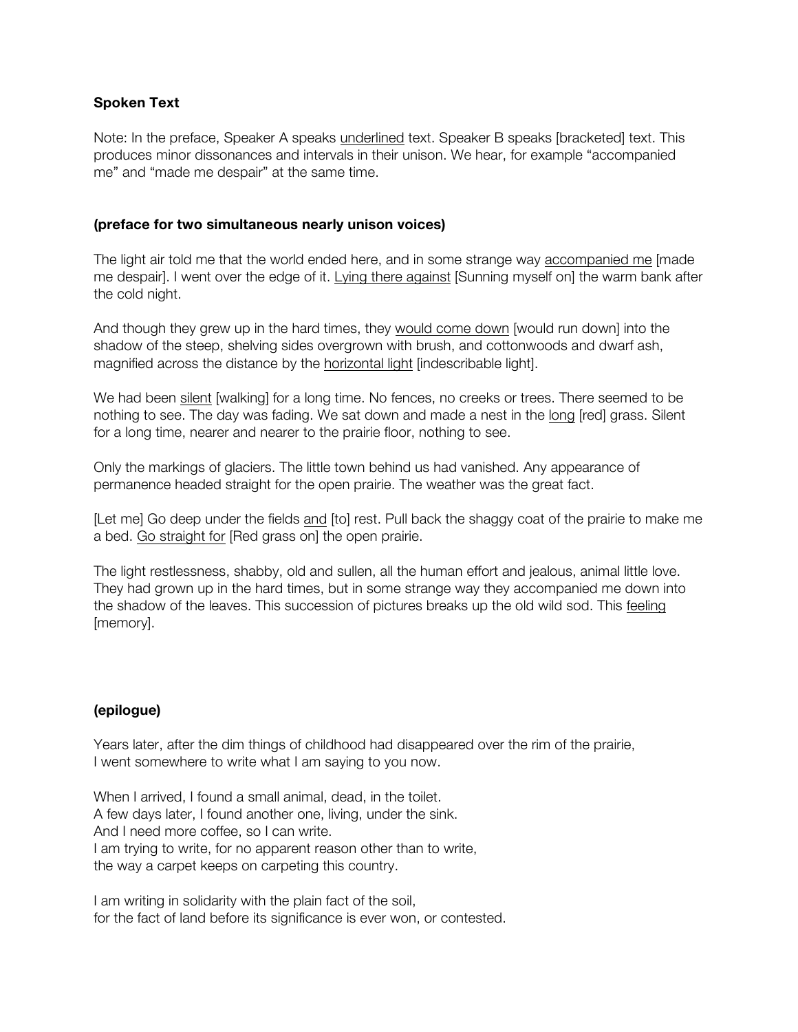**Spoken Text**

Note: In the preface, Speaker A speaks <u>underlined</u> text. Speaker B speaks [bracketed] text. This produces minor dissonances and intervals in their unison. We hear, for example "accompanied me" and "made me despair" at the same time.

**(preface for two simultaneous nearly unison voices)**

The light air told me that the world ended here, and in some strange way <u>accompanied me</u> [made me despair]. I went over the edge of it. <u>Lying there against</u> [Sunning myself on] the warm bank after the cold night.

And though they grew up in the hard times, they <u>would come down</u> [would run down] into the shadow of the steep, shelving sides overgrown with brush, and cottonwoods and dwarf ash, magnified across the distance by the <u>horizontal light</u> [indescribable light].

We had been <u>silent</u> [walking] for a long time. No fences, no creeks or trees. There seemed to be nothing to see. The day was fading. We sat down and made a nest in the <u>long</u> [red] grass. Silent for a long time, nearer and nearer to the prairie floor, nothing to see.

Only the markings of glaciers. The little town behind us had vanished. Any appearance of permanence headed straight for the open prairie. The weather was the great fact.

[Let me] Go deep under the fields <u>and</u> [to] rest. Pull back the shaggy coat of the prairie to make me a bed. <u>Go straight for</u> [Red grass on] the open prairie.

The light restlessness, shabby, old and sullen, all the human effort and jealous, animal little love. They had grown up in the hard times, but in some strange way they accompanied me down into the shadow of the leaves. This succession of pictures breaks up the old wild sod. This <u>feeling</u> [memory].

**(epilogue)**

Years later, after the dim things of childhood had disappeared over the rim of the prairie,
I went somewhere to write what I am saying to you now.

When I arrived, I found a small animal, dead, in the toilet.
A few days later, I found another one, living, under the sink.
And I need more coffee, so I can write.
I am trying to write, for no apparent reason other than to write,
the way a carpet keeps on carpeting this country.

I am writing in solidarity with the plain fact of the soil,
for the fact of land before its significance is ever won, or contested.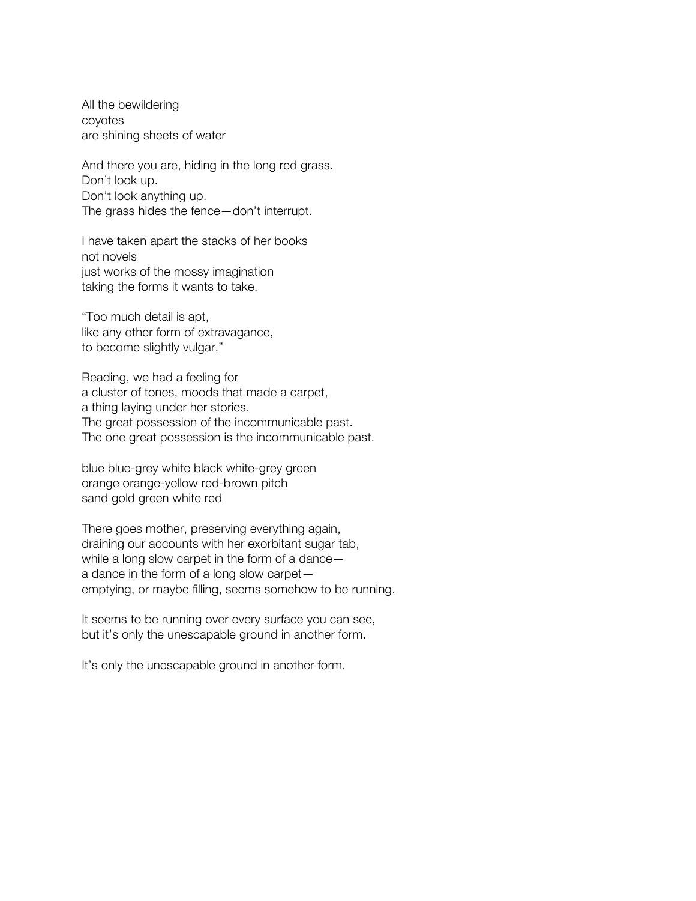All the bewildering  
coyotes  
are shining sheets of water

And there you are, hiding in the long red grass.  
Don't look up.  
Don't look anything up.  
The grass hides the fence—don't interrupt.

I have taken apart the stacks of her books  
not novels  
just works of the mossy imagination  
taking the forms it wants to take.

"Too much detail is apt,  
like any other form of extravagance,  
to become slightly vulgar."

Reading, we had a feeling for  
a cluster of tones, moods that made a carpet,  
a thing laying under her stories.  
The great possession of the incommunicable past.  
The one great possession is the incommunicable past.

blue blue-grey white black white-grey green  
orange orange-yellow red-brown pitch  
sand gold green white red

There goes mother, preserving everything again,  
draining our accounts with her exorbitant sugar tab,  
while a long slow carpet in the form of a dance—  
a dance in the form of a long slow carpet—  
emptying, or maybe filling, seems somehow to be running.

It seems to be running over every surface you can see,  
but it's only the unescapable ground in another form.

It's only the unescapable ground in another form.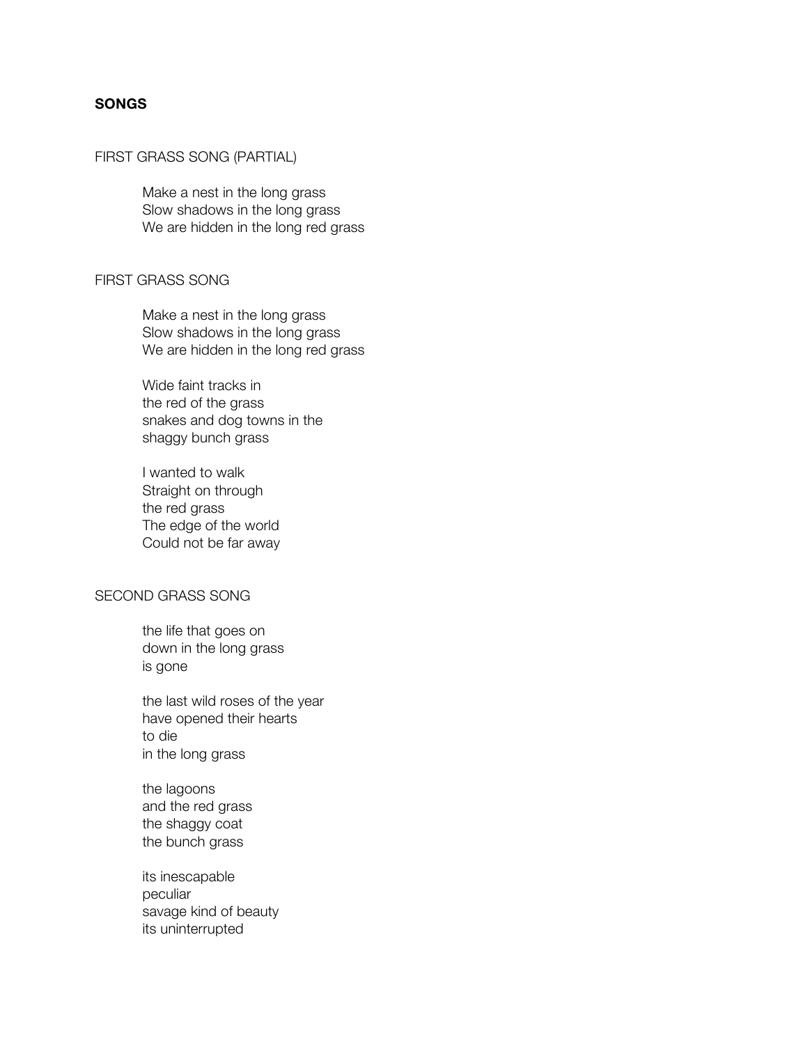**SONGS**

FIRST GRASS SONG (PARTIAL)

> Make a nest in the long grass  
> Slow shadows in the long grass  
> We are hidden in the long red grass

FIRST GRASS SONG

> Make a nest in the long grass  
> Slow shadows in the long grass  
> We are hidden in the long red grass
>
> Wide faint tracks in  
> the red of the grass  
> snakes and dog towns in the  
> shaggy bunch grass
>
> I wanted to walk  
> Straight on through  
> the red grass  
> The edge of the world  
> Could not be far away

SECOND GRASS SONG

> the life that goes on  
> down in the long grass  
> is gone
>
> the last wild roses of the year  
> have opened their hearts  
> to die  
> in the long grass
>
> the lagoons  
> and the red grass  
> the shaggy coat  
> the bunch grass
>
> its inescapable  
> peculiar  
> savage kind of beauty  
> its uninterrupted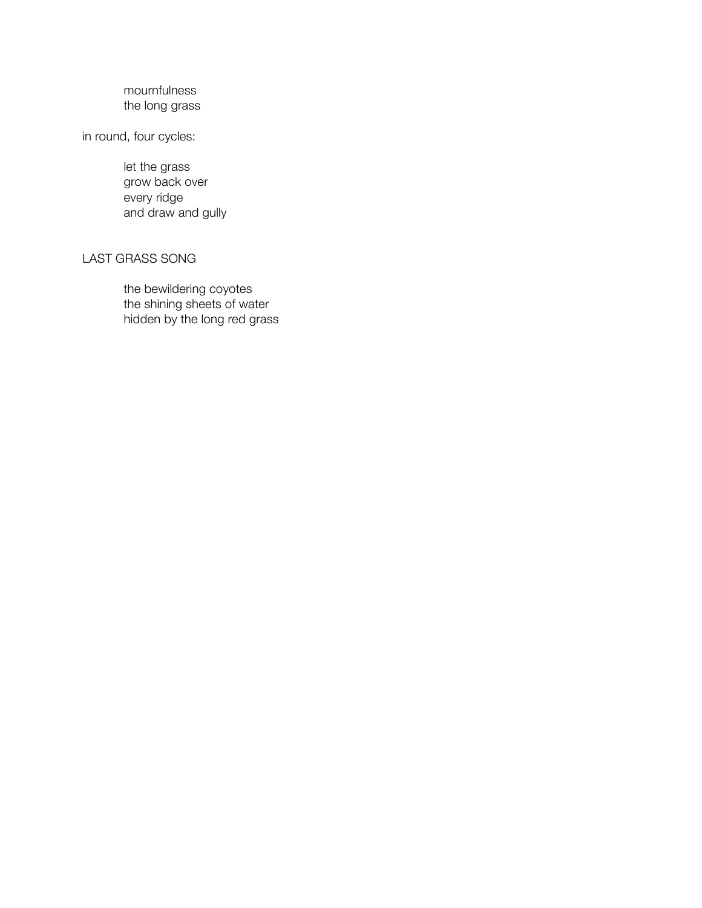mournfulness  
the long grass

in round, four cycles:

let the grass  
grow back over  
every ridge  
and draw and gully

## LAST GRASS SONG

the bewildering coyotes  
the shining sheets of water  
hidden by the long red grass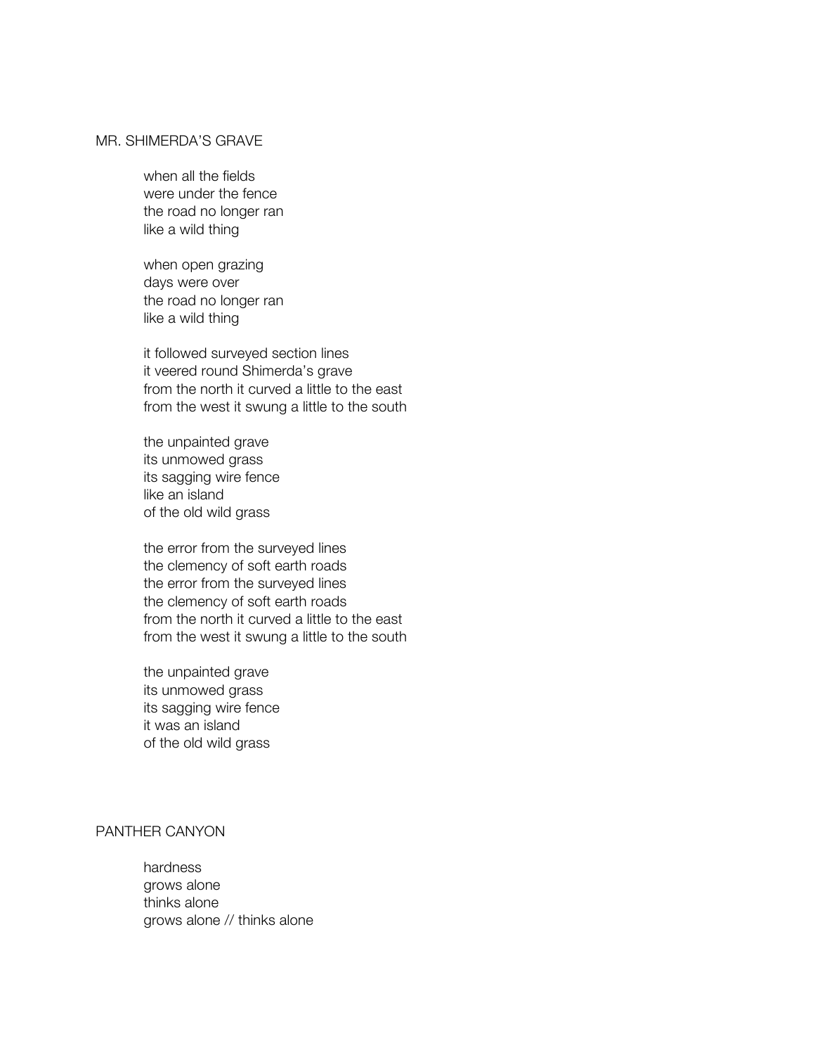## MR. SHIMERDA'S GRAVE

when all the fields  
were under the fence  
the road no longer ran  
like a wild thing

when open grazing  
days were over  
the road no longer ran  
like a wild thing

it followed surveyed section lines  
it veered round Shimerda's grave  
from the north it curved a little to the east  
from the west it swung a little to the south

the unpainted grave  
its unmowed grass  
its sagging wire fence  
like an island  
of the old wild grass

the error from the surveyed lines  
the clemency of soft earth roads  
the error from the surveyed lines  
the clemency of soft earth roads  
from the north it curved a little to the east  
from the west it swung a little to the south

the unpainted grave  
its unmowed grass  
its sagging wire fence  
it was an island  
of the old wild grass

## PANTHER CANYON

hardness  
grows alone  
thinks alone  
grows alone // thinks alone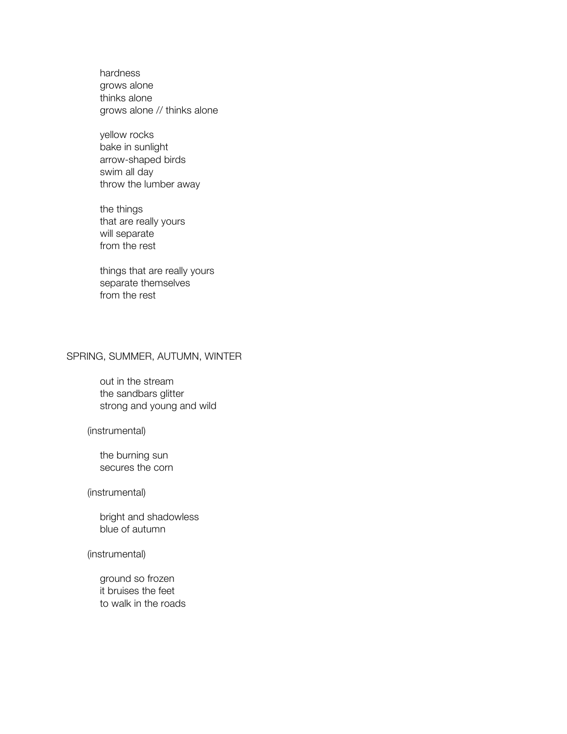hardness
grows alone
thinks alone
grows alone // thinks alone

yellow rocks
bake in sunlight
arrow-shaped birds
swim all day
throw the lumber away

the things
that are really yours
will separate
from the rest

things that are really yours
separate themselves
from the rest

## SPRING, SUMMER, AUTUMN, WINTER

out in the stream
the sandbars glitter
strong and young and wild

(instrumental)

the burning sun
secures the corn

(instrumental)

bright and shadowless
blue of autumn

(instrumental)

ground so frozen
it bruises the feet
to walk in the roads